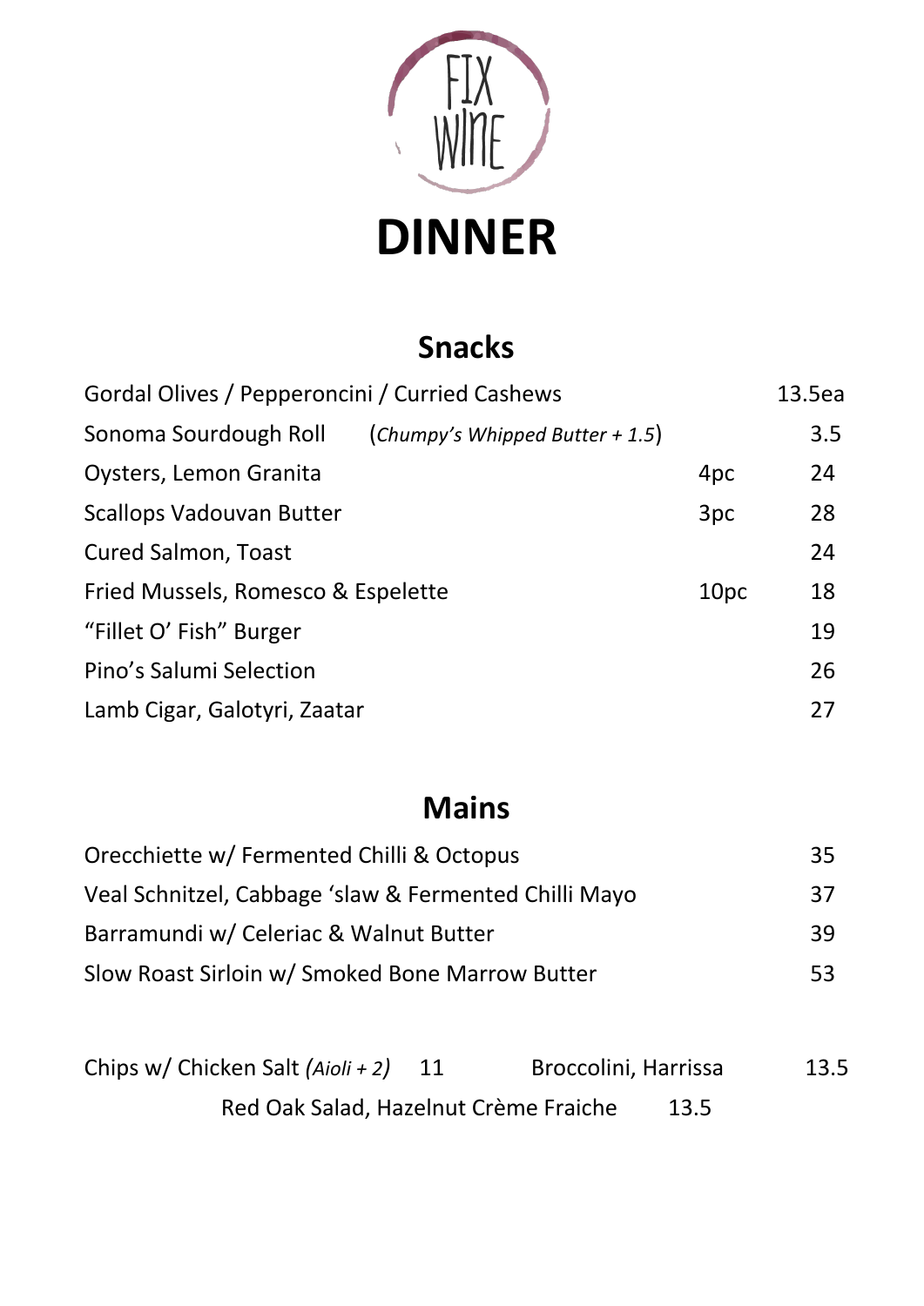FIX WINE

# DINNER

## Snacks

| Item | | Price |
| --- | --- | --- |
| Gordal Olives / Pepperoncini / Curried Cashews | | 13.5ea |
| Sonoma Sourdough Roll (*Chumpy's Whipped Butter + 1.5*) | | 3.5 |
| Oysters, Lemon Granita | 4pc | 24 |
| Scallops Vadouvan Butter | 3pc | 28 |
| Cured Salmon, Toast | | 24 |
| Fried Mussels, Romesco & Espelette | 10pc | 18 |
| "Fillet O' Fish" Burger | | 19 |
| Pino's Salumi Selection | | 26 |
| Lamb Cigar, Galotyri, Zaatar | | 27 |

## Mains

| Item | Price |
| --- | --- |
| Orecchiette w/ Fermented Chilli & Octopus | 35 |
| Veal Schnitzel, Cabbage 'slaw & Fermented Chilli Mayo | 37 |
| Barramundi w/ Celeriac & Walnut Butter | 39 |
| Slow Roast Sirloin w/ Smoked Bone Marrow Butter | 53 |

Chips w/ Chicken Salt *(Aioli + 2)* 11

Broccolini, Harrissa 13.5

Red Oak Salad, Hazelnut Crème Fraiche 13.5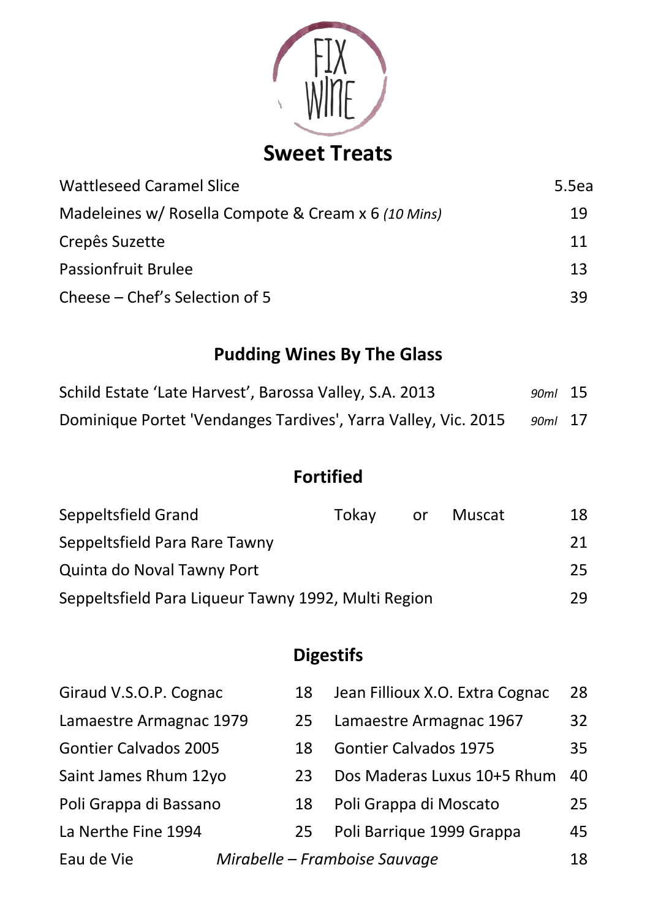FIX WINE

# Sweet Treats

| | |
|---|---|
| Wattleseed Caramel Slice | 5.5ea |
| Madeleines w/ Rosella Compote & Cream x 6 *(10 Mins)* | 19 |
| Crepês Suzette | 11 |
| Passionfruit Brulee | 13 |
| Cheese – Chef's Selection of 5 | 39 |

## Pudding Wines By The Glass

| | | |
|---|---|---|
| Schild Estate 'Late Harvest', Barossa Valley, S.A. 2013 | *90ml* | 15 |
| Dominique Portet 'Vendanges Tardives', Yarra Valley, Vic. 2015 | *90ml* | 17 |

## Fortified

| | |
|---|---|
| Seppeltsfield Grand Tokay or Muscat | 18 |
| Seppeltsfield Para Rare Tawny | 21 |
| Quinta do Noval Tawny Port | 25 |
| Seppeltsfield Para Liqueur Tawny 1992, Multi Region | 29 |

## Digestifs

| | | | |
|---|---|---|---|
| Giraud V.S.O.P. Cognac | 18 | Jean Fillioux X.O. Extra Cognac | 28 |
| Lamaestre Armagnac 1979 | 25 | Lamaestre Armagnac 1967 | 32 |
| Gontier Calvados 2005 | 18 | Gontier Calvados 1975 | 35 |
| Saint James Rhum 12yo | 23 | Dos Maderas Luxus 10+5 Rhum | 40 |
| Poli Grappa di Bassano | 18 | Poli Grappa di Moscato | 25 |
| La Nerthe Fine 1994 | 25 | Poli Barrique 1999 Grappa | 45 |

Eau de Vie *Mirabelle – Framboise Sauvage* 18